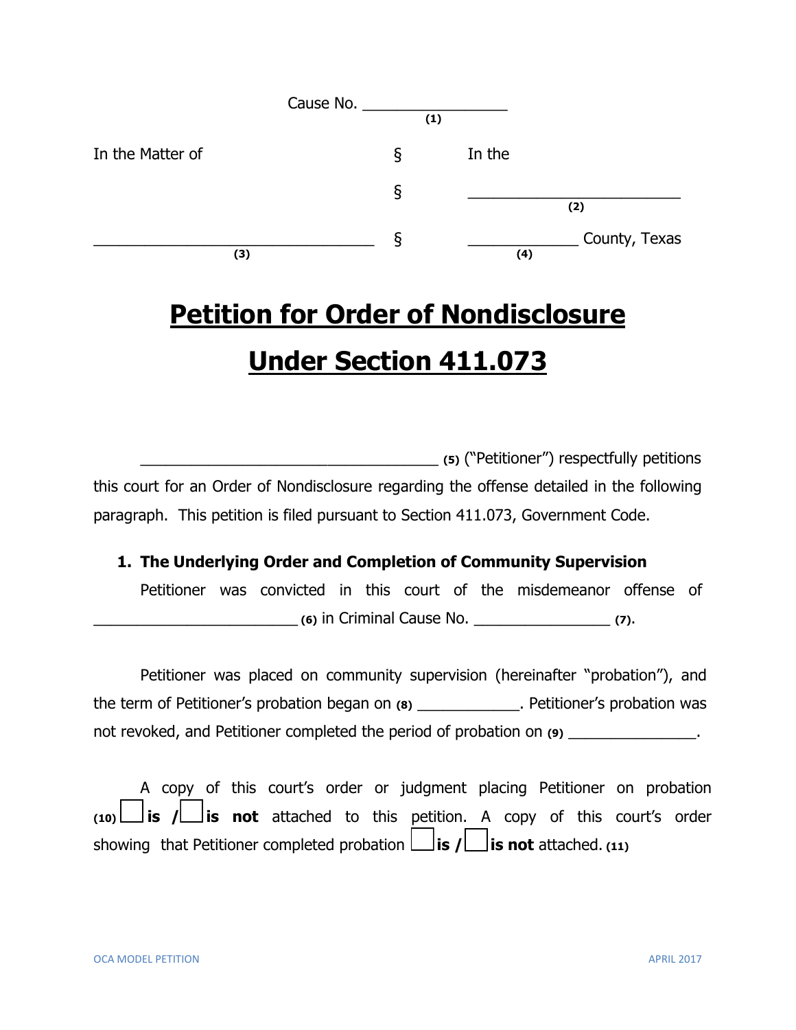Cause No. _________________ **(1)**

| In the Matter of | § | In the |
|---|---|---|
| | § | _________________________ **(2)** |
| _________________________________ **(3)** | § | _____________ **(4)** County, Texas |

# Petition for Order of Nondisclosure Under Section 411.073

___________________________________ **(5)** ("Petitioner") respectfully petitions this court for an Order of Nondisclosure regarding the offense detailed in the following paragraph. This petition is filed pursuant to Section 411.073, Government Code.

## 1. The Underlying Order and Completion of Community Supervision

Petitioner was convicted in this court of the misdemeanor offense of ________________________ **(6)** in Criminal Cause No. ________________ **(7)**.

Petitioner was placed on community supervision (hereinafter "probation"), and the term of Petitioner's probation began on **(8)** ____________. Petitioner's probation was not revoked, and Petitioner completed the period of probation on **(9)** _______________.

A copy of this court's order or judgment placing Petitioner on probation **(10)** ☐ **is** / ☐ **is not** attached to this petition. A copy of this court's order showing that Petitioner completed probation ☐ **is** / ☐ **is not** attached. **(11)**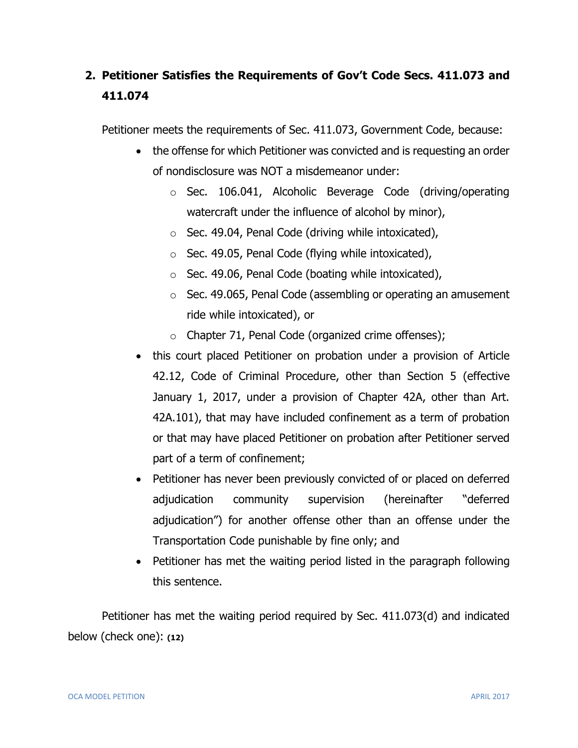## 2. Petitioner Satisfies the Requirements of Gov't Code Secs. 411.073 and 411.074

Petitioner meets the requirements of Sec. 411.073, Government Code, because:

- the offense for which Petitioner was convicted and is requesting an order of nondisclosure was NOT a misdemeanor under:
  - Sec. 106.041, Alcoholic Beverage Code (driving/operating watercraft under the influence of alcohol by minor),
  - Sec. 49.04, Penal Code (driving while intoxicated),
  - Sec. 49.05, Penal Code (flying while intoxicated),
  - Sec. 49.06, Penal Code (boating while intoxicated),
  - Sec. 49.065, Penal Code (assembling or operating an amusement ride while intoxicated), or
  - Chapter 71, Penal Code (organized crime offenses);
- this court placed Petitioner on probation under a provision of Article 42.12, Code of Criminal Procedure, other than Section 5 (effective January 1, 2017, under a provision of Chapter 42A, other than Art. 42A.101), that may have included confinement as a term of probation or that may have placed Petitioner on probation after Petitioner served part of a term of confinement;
- Petitioner has never been previously convicted of or placed on deferred adjudication community supervision (hereinafter "deferred adjudication") for another offense other than an offense under the Transportation Code punishable by fine only; and
- Petitioner has met the waiting period listed in the paragraph following this sentence.

Petitioner has met the waiting period required by Sec. 411.073(d) and indicated below (check one): **(12)**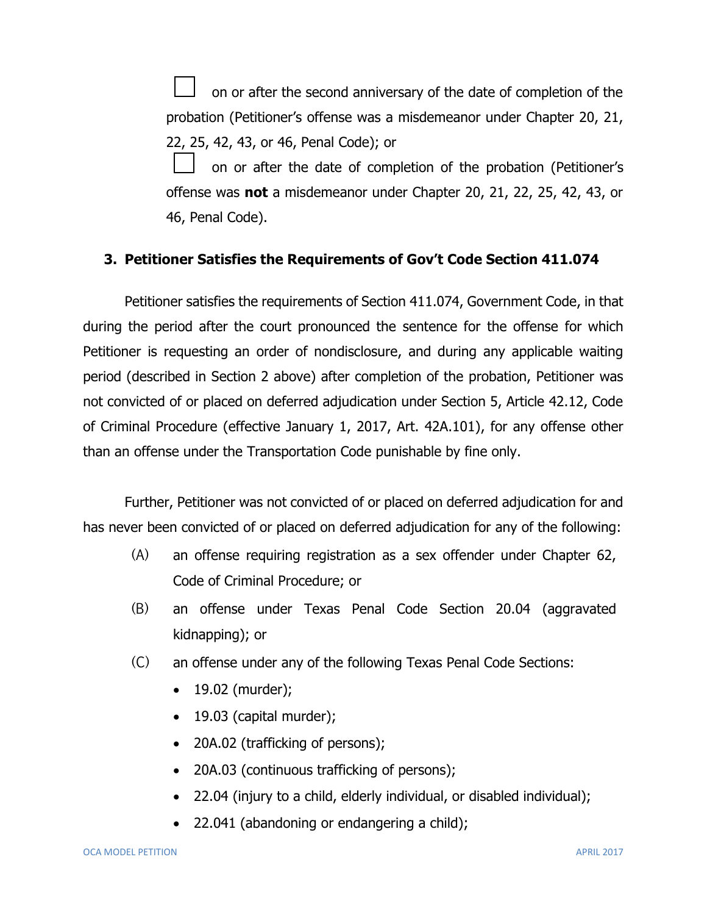☐ on or after the second anniversary of the date of completion of the probation (Petitioner's offense was a misdemeanor under Chapter 20, 21, 22, 25, 42, 43, or 46, Penal Code); or

☐ on or after the date of completion of the probation (Petitioner's offense was **not** a misdemeanor under Chapter 20, 21, 22, 25, 42, 43, or 46, Penal Code).

### 3. Petitioner Satisfies the Requirements of Gov't Code Section 411.074

Petitioner satisfies the requirements of Section 411.074, Government Code, in that during the period after the court pronounced the sentence for the offense for which Petitioner is requesting an order of nondisclosure, and during any applicable waiting period (described in Section 2 above) after completion of the probation, Petitioner was not convicted of or placed on deferred adjudication under Section 5, Article 42.12, Code of Criminal Procedure (effective January 1, 2017, Art. 42A.101), for any offense other than an offense under the Transportation Code punishable by fine only.

Further, Petitioner was not convicted of or placed on deferred adjudication for and has never been convicted of or placed on deferred adjudication for any of the following:

(A) an offense requiring registration as a sex offender under Chapter 62, Code of Criminal Procedure; or

(B) an offense under Texas Penal Code Section 20.04 (aggravated kidnapping); or

(C) an offense under any of the following Texas Penal Code Sections:

- 19.02 (murder);
- 19.03 (capital murder);
- 20A.02 (trafficking of persons);
- 20A.03 (continuous trafficking of persons);
- 22.04 (injury to a child, elderly individual, or disabled individual);
- 22.041 (abandoning or endangering a child);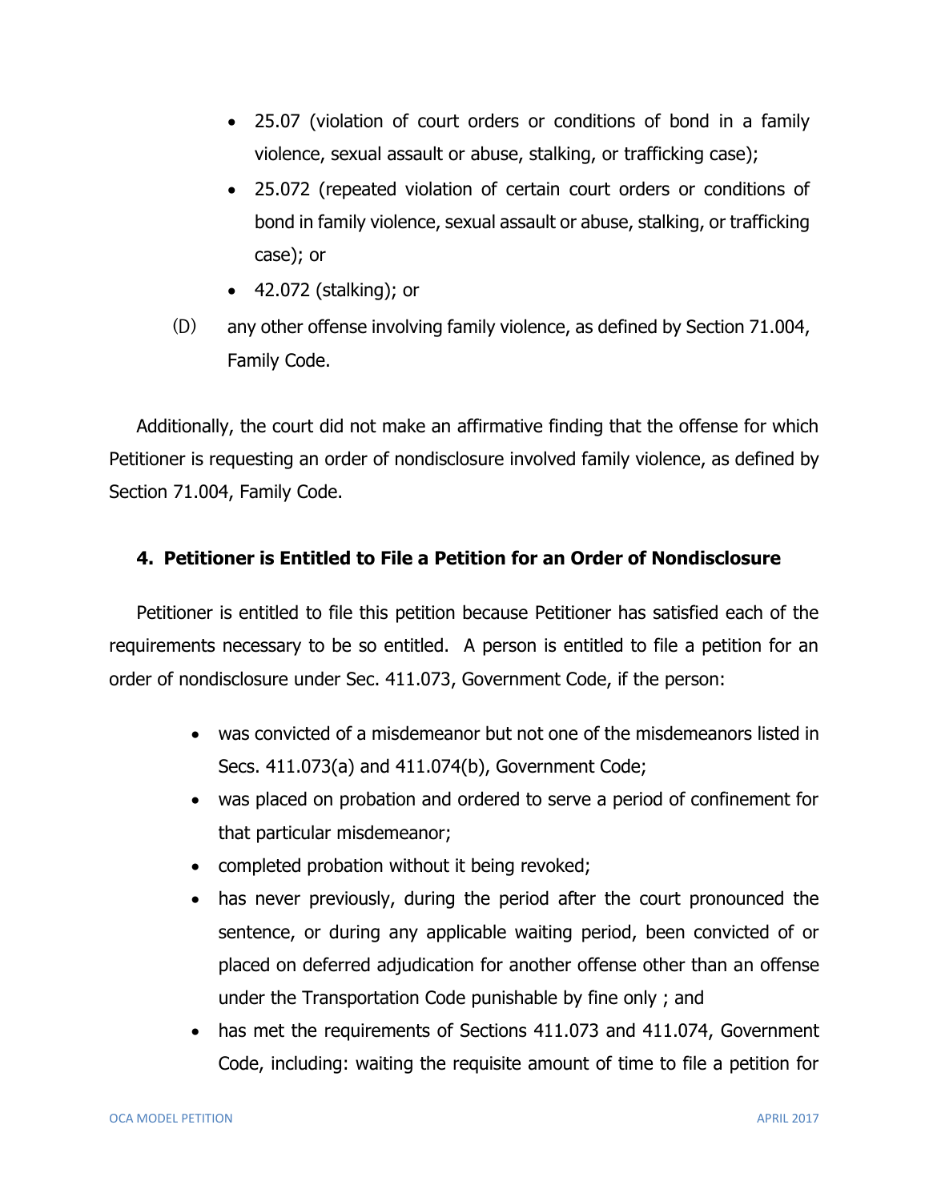- 25.07 (violation of court orders or conditions of bond in a family violence, sexual assault or abuse, stalking, or trafficking case);
- 25.072 (repeated violation of certain court orders or conditions of bond in family violence, sexual assault or abuse, stalking, or trafficking case); or
- 42.072 (stalking); or

(D) any other offense involving family violence, as defined by Section 71.004, Family Code.

Additionally, the court did not make an affirmative finding that the offense for which Petitioner is requesting an order of nondisclosure involved family violence, as defined by Section 71.004, Family Code.

**4. Petitioner is Entitled to File a Petition for an Order of Nondisclosure**

Petitioner is entitled to file this petition because Petitioner has satisfied each of the requirements necessary to be so entitled. A person is entitled to file a petition for an order of nondisclosure under Sec. 411.073, Government Code, if the person:

- was convicted of a misdemeanor but not one of the misdemeanors listed in Secs. 411.073(a) and 411.074(b), Government Code;
- was placed on probation and ordered to serve a period of confinement for that particular misdemeanor;
- completed probation without it being revoked;
- has never previously, during the period after the court pronounced the sentence, or during any applicable waiting period, been convicted of or placed on deferred adjudication for another offense other than an offense under the Transportation Code punishable by fine only ; and
- has met the requirements of Sections 411.073 and 411.074, Government Code, including: waiting the requisite amount of time to file a petition for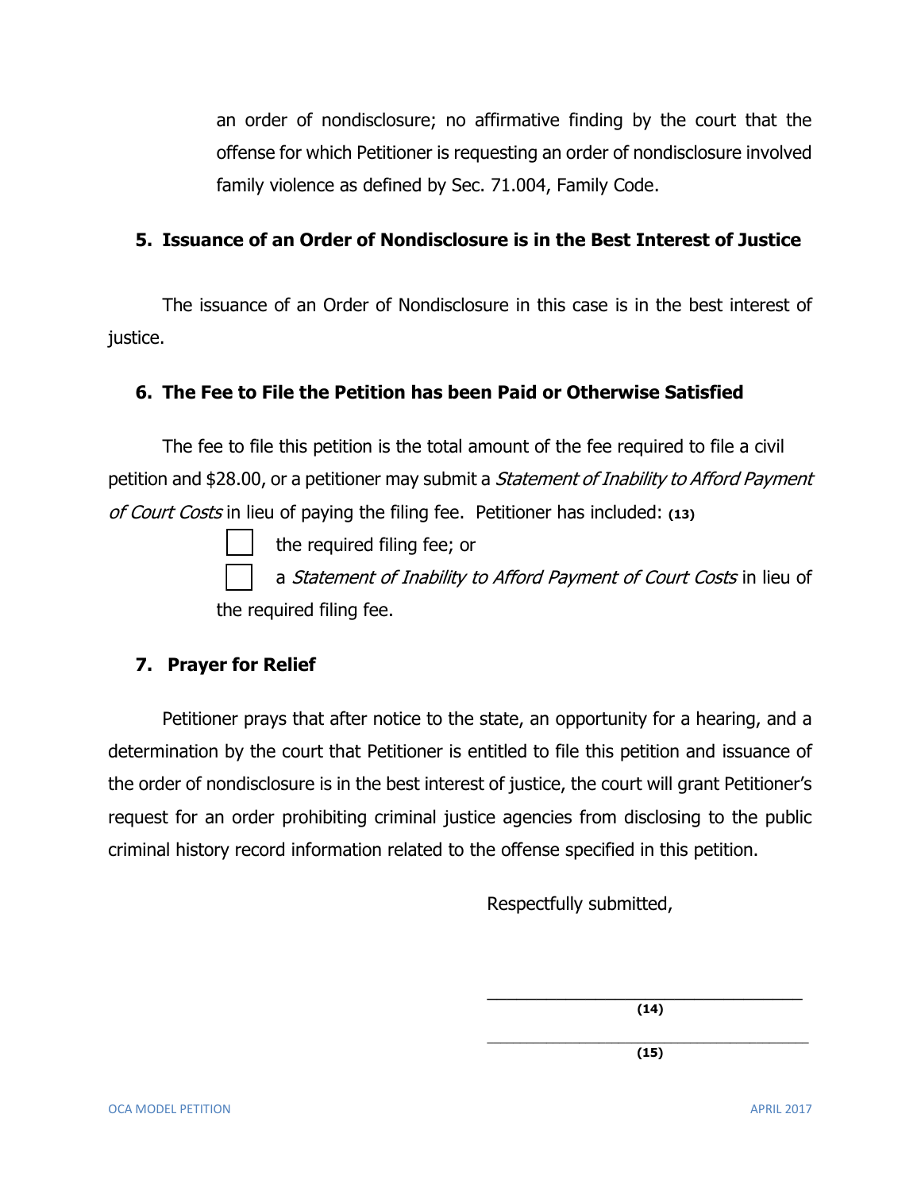an order of nondisclosure; no affirmative finding by the court that the offense for which Petitioner is requesting an order of nondisclosure involved family violence as defined by Sec. 71.004, Family Code.

**5. Issuance of an Order of Nondisclosure is in the Best Interest of Justice**

The issuance of an Order of Nondisclosure in this case is in the best interest of justice.

**6. The Fee to File the Petition has been Paid or Otherwise Satisfied**

The fee to file this petition is the total amount of the fee required to file a civil petition and $28.00, or a petitioner may submit a *Statement of Inability to Afford Payment of Court Costs* in lieu of paying the filing fee. Petitioner has included: **(13)**

☐ the required filing fee; or

☐ a *Statement of Inability to Afford Payment of Court Costs* in lieu of the required filing fee.

**7. Prayer for Relief**

Petitioner prays that after notice to the state, an opportunity for a hearing, and a determination by the court that Petitioner is entitled to file this petition and issuance of the order of nondisclosure is in the best interest of justice, the court will grant Petitioner's request for an order prohibiting criminal justice agencies from disclosing to the public criminal history record information related to the offense specified in this petition.

Respectfully submitted,

\_\_\_\_\_\_\_\_\_\_\_\_\_\_\_\_\_\_\_\_\_\_\_\_\_\_\_\_\_\_\_\_\_\_\_\_
**(14)**

\_\_\_\_\_\_\_\_\_\_\_\_\_\_\_\_\_\_\_\_\_\_\_\_\_\_\_\_\_\_\_\_\_\_\_\_
**(15)**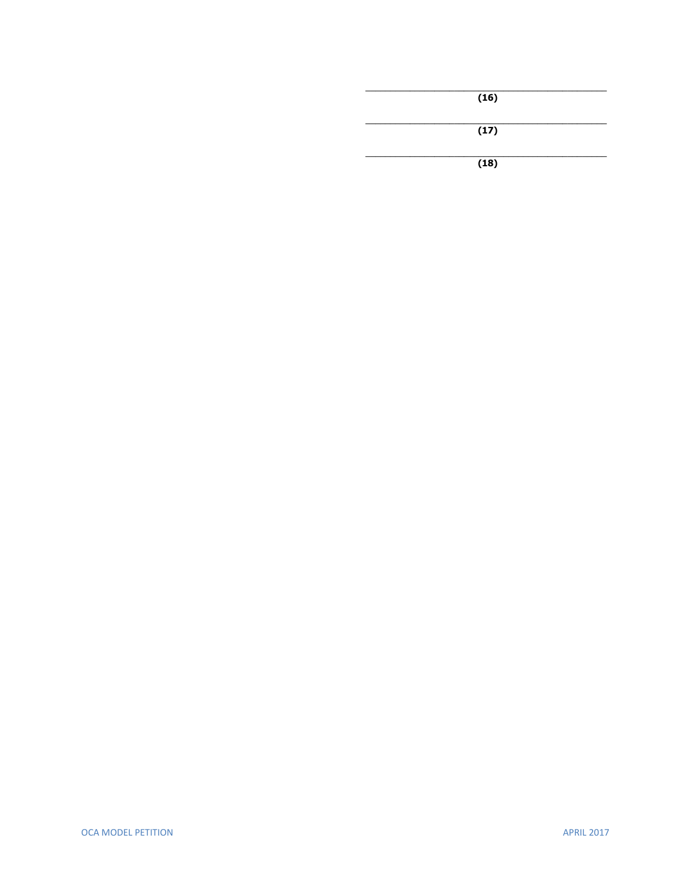\_\_\_\_\_\_\_\_\_\_\_\_\_\_\_\_\_\_\_\_\_\_\_\_\_\_\_\_\_\_\_\_\_\_\_\_\_\_\_\_\_\_

**(16)**

\_\_\_\_\_\_\_\_\_\_\_\_\_\_\_\_\_\_\_\_\_\_\_\_\_\_\_\_\_\_\_\_\_\_\_\_\_\_\_\_\_\_

**(17)**

\_\_\_\_\_\_\_\_\_\_\_\_\_\_\_\_\_\_\_\_\_\_\_\_\_\_\_\_\_\_\_\_\_\_\_\_\_\_\_\_\_\_

**(18)**